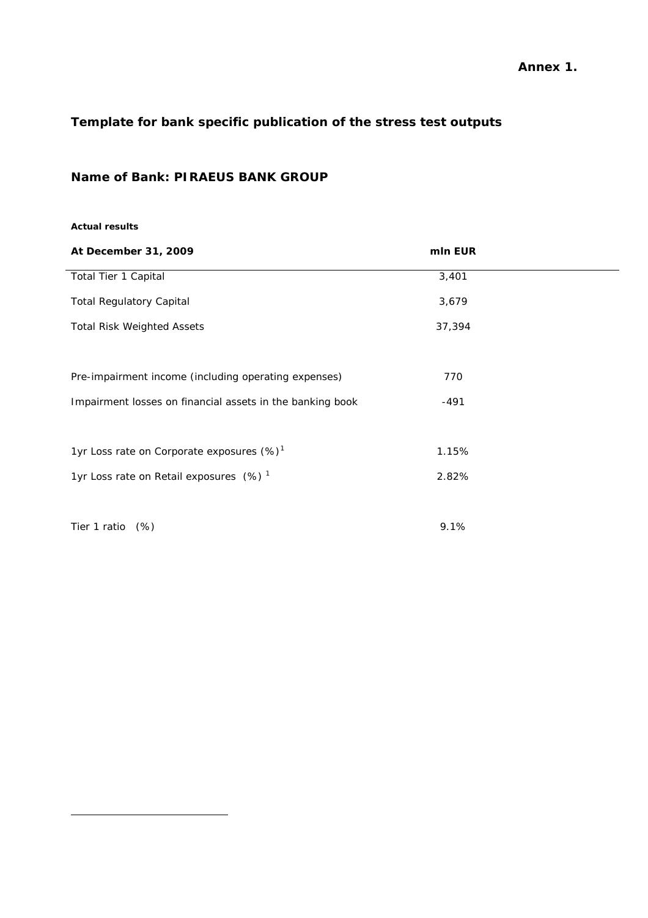**Annex 1.**

# Template for bank specific publication of the stress test outputs

## Name of Bank: PIRAEUS BANK GROUP

**Actual results**

| At December 31, 2009 | mln EUR |
|---|---|
| Total Tier 1 Capital | 3,401 |
| Total Regulatory Capital | 3,679 |
| Total Risk Weighted Assets | 37,394 |
| | |
| Pre-impairment income (including operating expenses) | 770 |
| Impairment losses on financial assets in the banking book | -491 |
| | |
| 1yr Loss rate on Corporate exposures (%) [1] | 1.15% |
| 1yr Loss rate on Retail exposures (%) [1] | 2.82% |
| | |
| Tier 1 ratio (%) | 9.1% |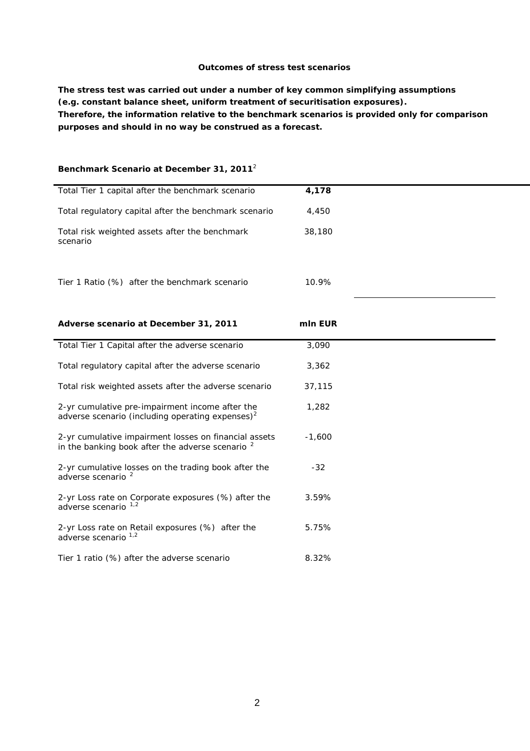**Outcomes of stress test scenarios**

**The stress test was carried out under a number of key common simplifying assumptions (e.g. constant balance sheet, uniform treatment of securitisation exposures). Therefore, the information relative to the benchmark scenarios is provided only for comparison purposes and should in no way be construed as a forecast.**

| **Benchmark Scenario at December 31, 2011**[2] | |
|---|---|
| Total Tier 1 capital after the benchmark scenario | **4,178** |
| Total regulatory capital after the benchmark scenario | 4,450 |
| Total risk weighted assets after the benchmark scenario | 38,180 |
| Tier 1 Ratio (%) after the benchmark scenario | 10.9% |

| **Adverse scenario at December 31, 2011** | **mln EUR** |
|---|---|
| Total Tier 1 Capital after the adverse scenario | 3,090 |
| Total regulatory capital after the adverse scenario | 3,362 |
| Total risk weighted assets after the adverse scenario | 37,115 |
| 2-yr cumulative pre-impairment income after the adverse scenario (including operating expenses)[2] | 1,282 |
| 2-yr cumulative impairment losses on financial assets in the banking book after the adverse scenario [2] | -1,600 |
| 2-yr cumulative losses on the trading book after the adverse scenario [2] | -32 |
| 2-yr Loss rate on Corporate exposures (%) after the adverse scenario [1,2] | 3.59% |
| 2-yr Loss rate on Retail exposures (%) after the adverse scenario [1,2] | 5.75% |
| Tier 1 ratio (%) after the adverse scenario | 8.32% |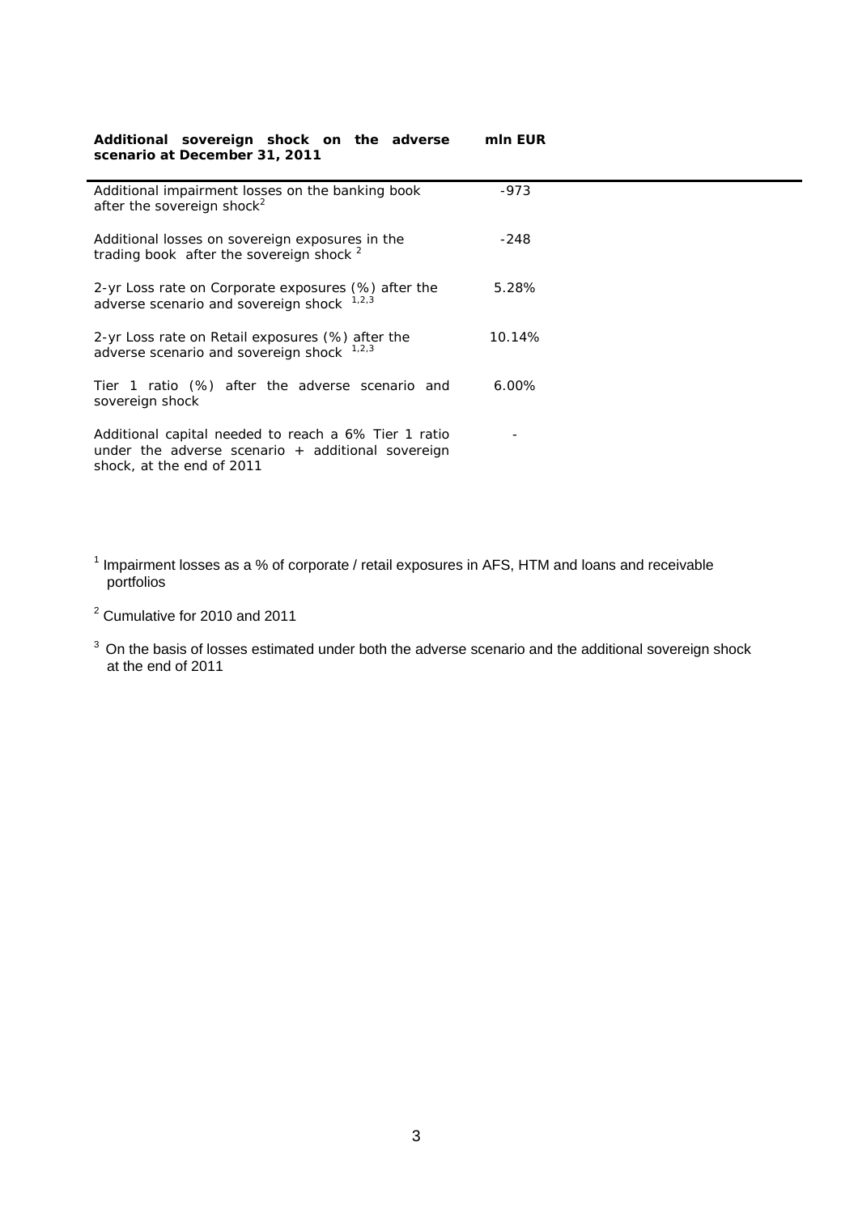| **Additional sovereign shock on the adverse scenario at December 31, 2011** | **mln EUR** |
|---|---|
| Additional impairment losses on the banking book after the sovereign shock[2] | -973 |
| Additional losses on sovereign exposures in the trading book after the sovereign shock [2] | -248 |
| 2-yr Loss rate on Corporate exposures (%) after the adverse scenario and sovereign shock [1,2,3] | 5.28% |
| 2-yr Loss rate on Retail exposures (%) after the adverse scenario and sovereign shock [1,2,3] | 10.14% |
| Tier 1 ratio (%) after the adverse scenario and sovereign shock | 6.00% |
| Additional capital needed to reach a 6% Tier 1 ratio under the adverse scenario + additional sovereign shock, at the end of 2011 | - |

[1] Impairment losses as a % of corporate / retail exposures in AFS, HTM and loans and receivable portfolios

[2] Cumulative for 2010 and 2011

[3] On the basis of losses estimated under both the adverse scenario and the additional sovereign shock at the end of 2011